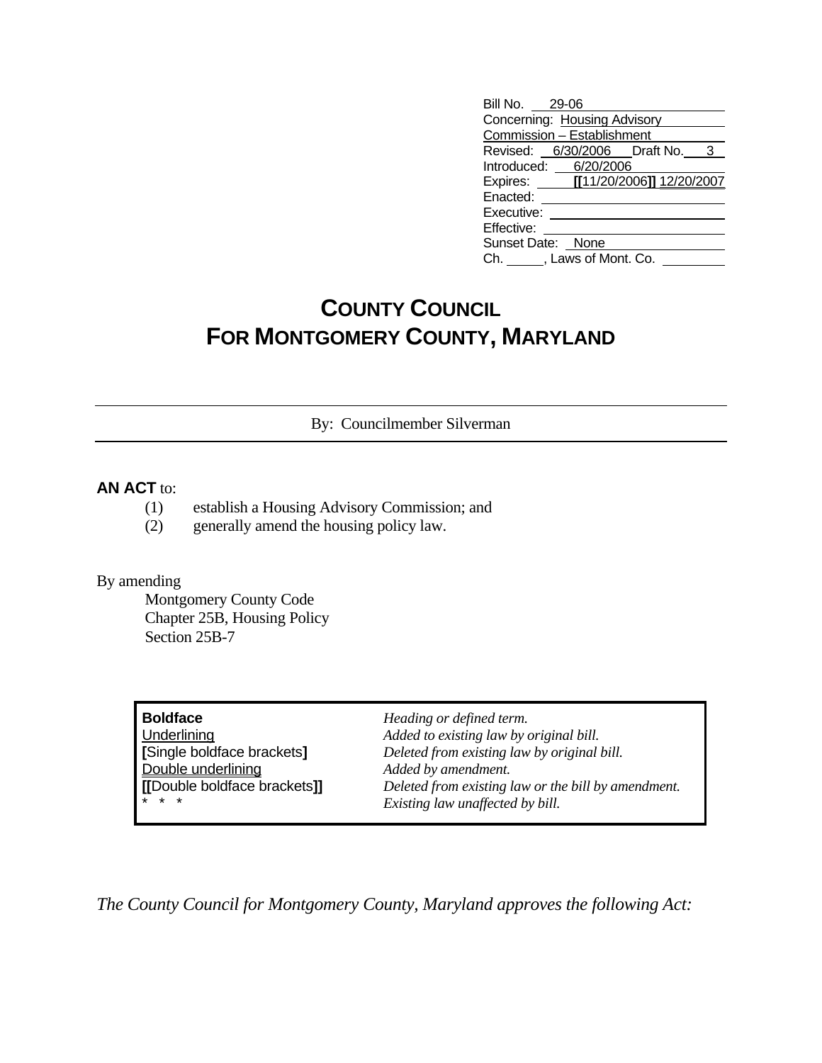| | |
|---|---|
| Bill No. | 29-06 |
| Concerning: | Housing Advisory Commission – Establishment |
| Revised: | 6/30/2006 Draft No. 3 |
| Introduced: | 6/20/2006 |
| Expires: | [[11/20/2006]] 12/20/2007 |
| Enacted: | |
| Executive: | |
| Effective: | |
| Sunset Date: | None |
| Ch. ____, Laws of Mont. Co. | |

# COUNTY COUNCIL
# FOR MONTGOMERY COUNTY, MARYLAND

By: Councilmember Silverman

**AN ACT** to:

(1) establish a Housing Advisory Commission; and
(2) generally amend the housing policy law.

By amending

Montgomery County Code
Chapter 25B, Housing Policy
Section 25B-7

| | |
|---|---|
| **Boldface** | *Heading or defined term.* |
| Underlining | *Added to existing law by original bill.* |
| **[**Single boldface brackets**]** | *Deleted from existing law by original bill.* |
| Double underlining | *Added by amendment.* |
| **[[**Double boldface brackets**]]** | *Deleted from existing law or the bill by amendment.* |
| * * * | *Existing law unaffected by bill.* |

*The County Council for Montgomery County, Maryland approves the following Act:*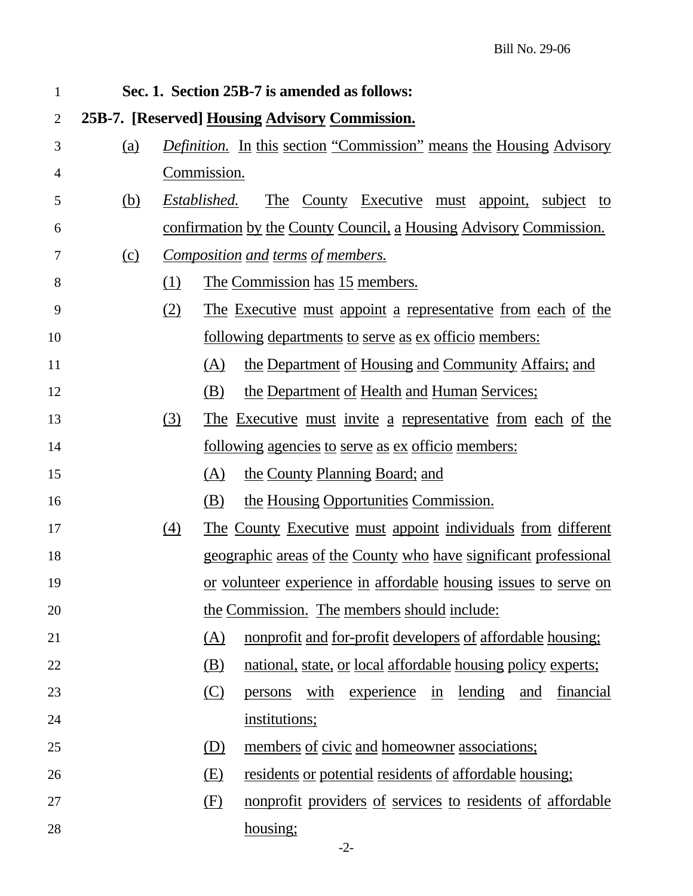**Sec. 1. Section 25B-7 is amended as follows:**

**25B-7. [Reserved] Housing Advisory Commission.**

(a) *Definition.* In this section "Commission" means the Housing Advisory Commission.

(b) *Established.* The County Executive must appoint, subject to confirmation by the County Council, a Housing Advisory Commission.

(c) *Composition and terms of members.*

(1) The Commission has 15 members.

(2) The Executive must appoint a representative from each of the following departments to serve as ex officio members:

(A) the Department of Housing and Community Affairs; and

(B) the Department of Health and Human Services;

(3) The Executive must invite a representative from each of the following agencies to serve as ex officio members:

(A) the County Planning Board; and

(B) the Housing Opportunities Commission.

(4) The County Executive must appoint individuals from different geographic areas of the County who have significant professional or volunteer experience in affordable housing issues to serve on the Commission. The members should include:

(A) nonprofit and for-profit developers of affordable housing;

(B) national, state, or local affordable housing policy experts;

(C) persons with experience in lending and financial institutions;

(D) members of civic and homeowner associations;

(E) residents or potential residents of affordable housing;

(F) nonprofit providers of services to residents of affordable housing;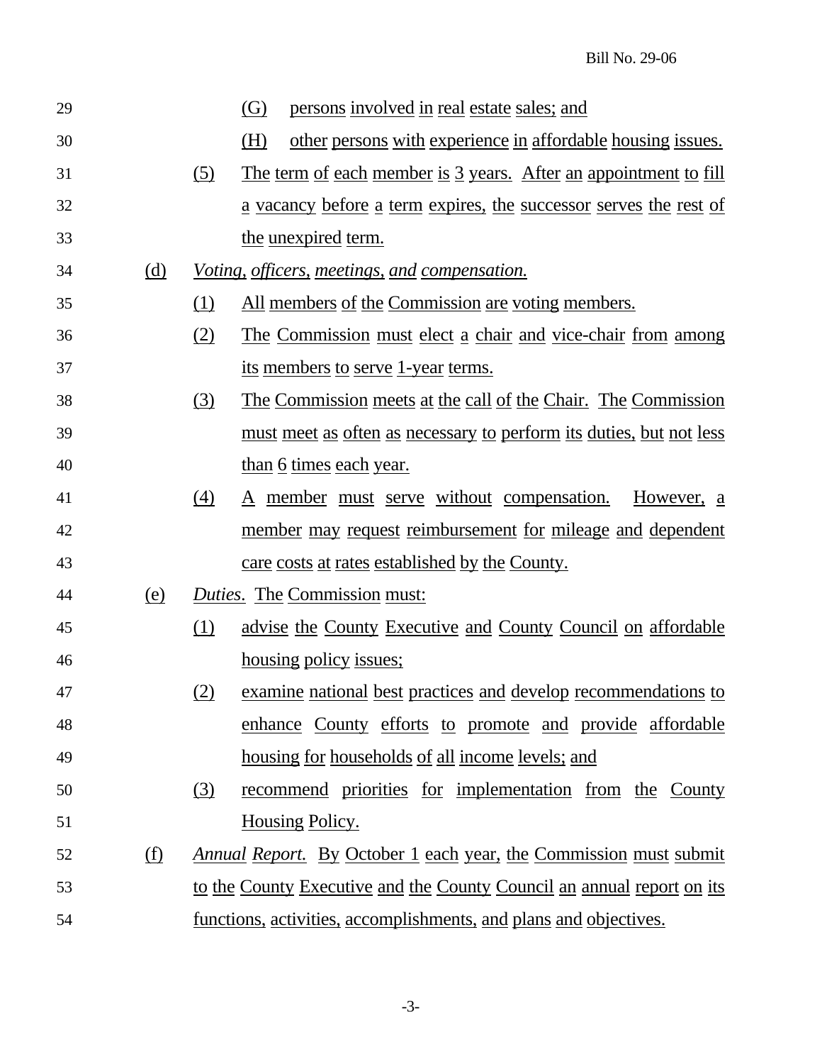(G) persons involved in real estate sales; and

(H) other persons with experience in affordable housing issues.

(5) The term of each member is 3 years. After an appointment to fill a vacancy before a term expires, the successor serves the rest of the unexpired term.

(d) *Voting, officers, meetings, and compensation.*

(1) All members of the Commission are voting members.

(2) The Commission must elect a chair and vice-chair from among its members to serve 1-year terms.

(3) The Commission meets at the call of the Chair. The Commission must meet as often as necessary to perform its duties, but not less than 6 times each year.

(4) A member must serve without compensation. However, a member may request reimbursement for mileage and dependent care costs at rates established by the County.

(e) *Duties.* The Commission must:

(1) advise the County Executive and County Council on affordable housing policy issues;

(2) examine national best practices and develop recommendations to enhance County efforts to promote and provide affordable housing for households of all income levels; and

(3) recommend priorities for implementation from the County Housing Policy.

(f) *Annual Report.* By October 1 each year, the Commission must submit to the County Executive and the County Council an annual report on its functions, activities, accomplishments, and plans and objectives.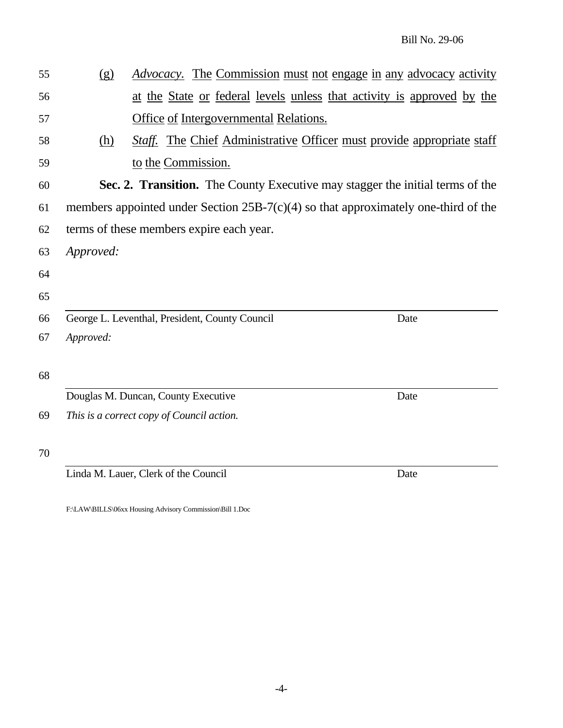(g) *Advocacy.* The Commission must not engage in any advocacy activity at the State or federal levels unless that activity is approved by the Office of Intergovernmental Relations.

(h) *Staff.* The Chief Administrative Officer must provide appropriate staff to the Commission.

**Sec. 2. Transition.** The County Executive may stagger the initial terms of the members appointed under Section 25B-7(c)(4) so that approximately one-third of the terms of these members expire each year.

*Approved:*

George L. Leventhal, President, County Council — Date

*Approved:*

Douglas M. Duncan, County Executive — Date

*This is a correct copy of Council action.*

Linda M. Lauer, Clerk of the Council — Date

F:\LAW\BILLS\06xx Housing Advisory Commission\Bill 1.Doc